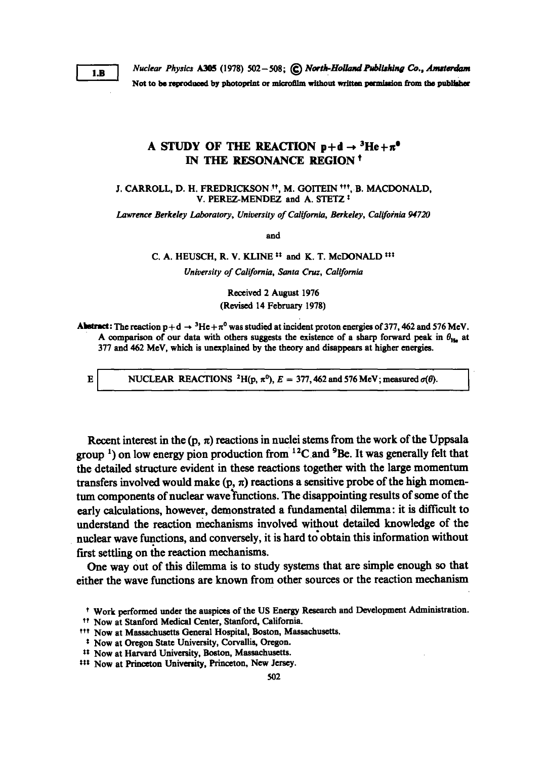1.B

Not to be reproduced by photoprint or microfilm without written permission from the publisher

# A STUDY OF THE REACTION $p + d \rightarrow {}^3He + \pi^0$ IN THE RESONANCE REGION [†]

J. CARROLL, D. H. FREDRICKSON [††], M. GOITEIN [†††], B. MACDONALD, V. PEREZ-MENDEZ and A. STETZ [‡]

*Lawrence Berkeley Laboratory, University of California, Berkeley, California 94720*

and

C. A. HEUSCH, R. V. KLINE [‡‡] and K. T. McDONALD [‡‡‡]

*University of California, Santa Cruz, California*

Received 2 August 1976
(Revised 14 February 1978)

**Abstract:** The reaction $p + d \rightarrow {}^3He + \pi^0$ was studied at incident proton energies of 377, 462 and 576 MeV. A comparison of our data with others suggests the existence of a sharp forward peak in $\theta_{He}$ at 377 and 462 MeV, which is unexplained by the theory and disappears at higher energies.

E | NUCLEAR REACTIONS ${}^2H(p, \pi^0)$, $E = 377, 462$ and $576$ MeV; measured $\sigma(\theta)$.

Recent interest in the (p, π) reactions in nuclei stems from the work of the Uppsala group [1]) on low energy pion production from ${}^{12}C$ and ${}^9Be$. It was generally felt that the detailed structure evident in these reactions together with the large momentum transfers involved would make (p, π) reactions a sensitive probe of the high momentum components of nuclear wave functions. The disappointing results of some of the early calculations, however, demonstrated a fundamental dilemma: it is difficult to understand the reaction mechanisms involved without detailed knowledge of the nuclear wave functions, and conversely, it is hard to obtain this information without first settling on the reaction mechanisms.

One way out of this dilemma is to study systems that are simple enough so that either the wave functions are known from other sources or the reaction mechanism

[†] Work performed under the auspices of the US Energy Research and Development Administration.

[††] Now at Stanford Medical Center, Stanford, California.

[†††] Now at Massachusetts General Hospital, Boston, Massachusetts.

[‡] Now at Oregon State University, Corvallis, Oregon.

[‡‡] Now at Harvard University, Boston, Massachusetts.

[‡‡‡] Now at Princeton University, Princeton, New Jersey.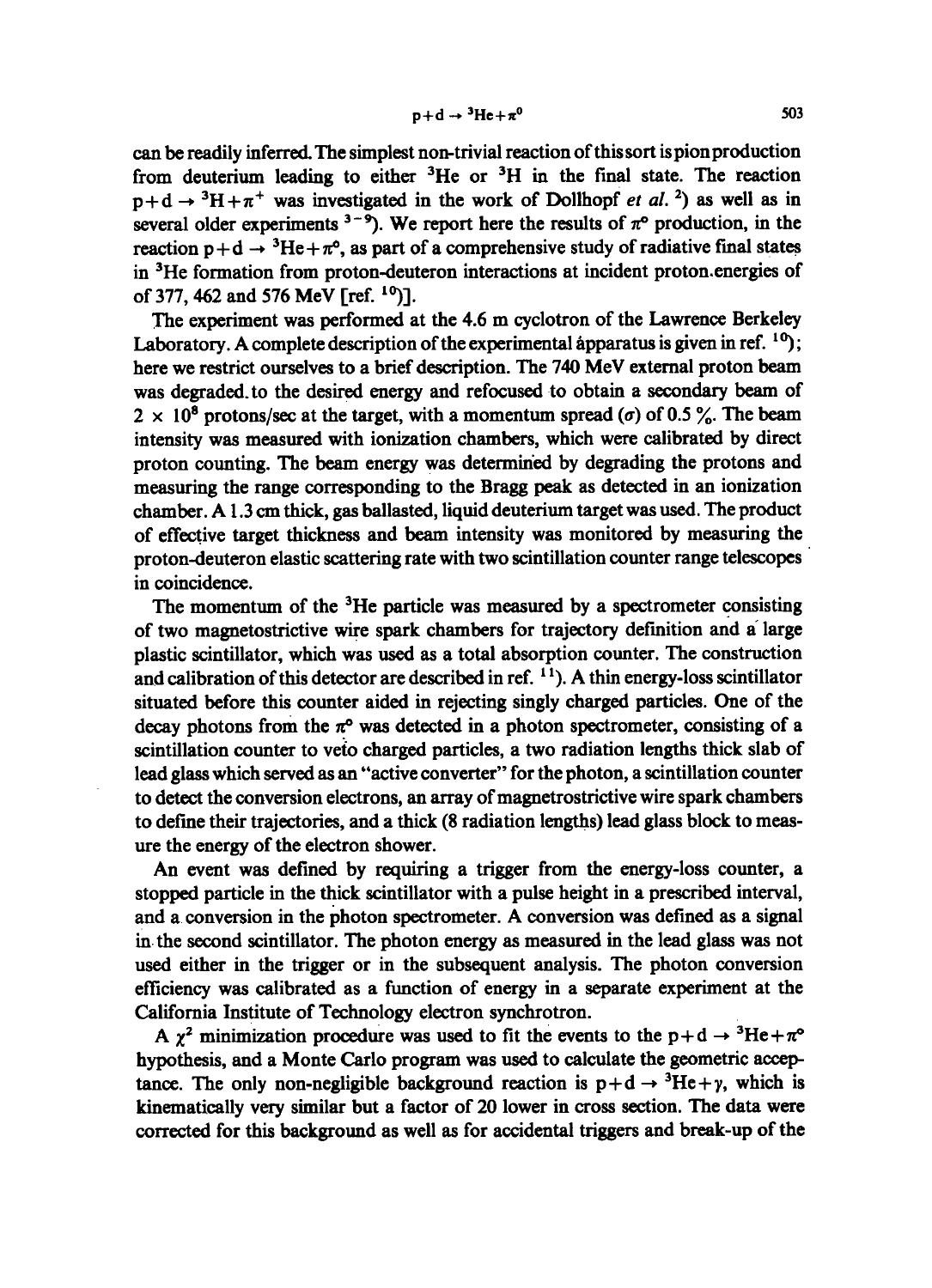can be readily inferred. The simplest non-trivial reaction of this sort is pion production from deuterium leading to either $^3$He or $^3$H in the final state. The reaction $p+d \rightarrow {}^3H+\pi^+$ was investigated in the work of Dollhopf *et al.* [2]) as well as in several older experiments [3-9]). We report here the results of $\pi^0$ production, in the reaction $p+d \rightarrow {}^3He+\pi^0$, as part of a comprehensive study of radiative final states in $^3$He formation from proton-deuteron interactions at incident proton energies of of 377, 462 and 576 MeV [ref. [10])].

The experiment was performed at the 4.6 m cyclotron of the Lawrence Berkeley Laboratory. A complete description of the experimental apparatus is given in ref. [10]); here we restrict ourselves to a brief description. The 740 MeV external proton beam was degraded to the desired energy and refocused to obtain a secondary beam of $2 \times 10^8$ protons/sec at the target, with a momentum spread ($\sigma$) of 0.5 %. The beam intensity was measured with ionization chambers, which were calibrated by direct proton counting. The beam energy was determined by degrading the protons and measuring the range corresponding to the Bragg peak as detected in an ionization chamber. A 1.3 cm thick, gas ballasted, liquid deuterium target was used. The product of effective target thickness and beam intensity was monitored by measuring the proton-deuteron elastic scattering rate with two scintillation counter range telescopes in coincidence.

The momentum of the $^3$He particle was measured by a spectrometer consisting of two magnetostrictive wire spark chambers for trajectory definition and a large plastic scintillator, which was used as a total absorption counter. The construction and calibration of this detector are described in ref. [11]). A thin energy-loss scintillator situated before this counter aided in rejecting singly charged particles. One of the decay photons from the $\pi^0$ was detected in a photon spectrometer, consisting of a scintillation counter to veto charged particles, a two radiation lengths thick slab of lead glass which served as an "active converter" for the photon, a scintillation counter to detect the conversion electrons, an array of magnetrostrictive wire spark chambers to define their trajectories, and a thick (8 radiation lengths) lead glass block to measure the energy of the electron shower.

An event was defined by requiring a trigger from the energy-loss counter, a stopped particle in the thick scintillator with a pulse height in a prescribed interval, and a conversion in the photon spectrometer. A conversion was defined as a signal in the second scintillator. The photon energy as measured in the lead glass was not used either in the trigger or in the subsequent analysis. The photon conversion efficiency was calibrated as a function of energy in a separate experiment at the California Institute of Technology electron synchrotron.

A $\chi^2$ minimization procedure was used to fit the events to the $p+d \rightarrow {}^3He+\pi^0$ hypothesis, and a Monte Carlo program was used to calculate the geometric acceptance. The only non-negligible background reaction is $p+d \rightarrow {}^3He+\gamma$, which is kinematically very similar but a factor of 20 lower in cross section. The data were corrected for this background as well as for accidental triggers and break-up of the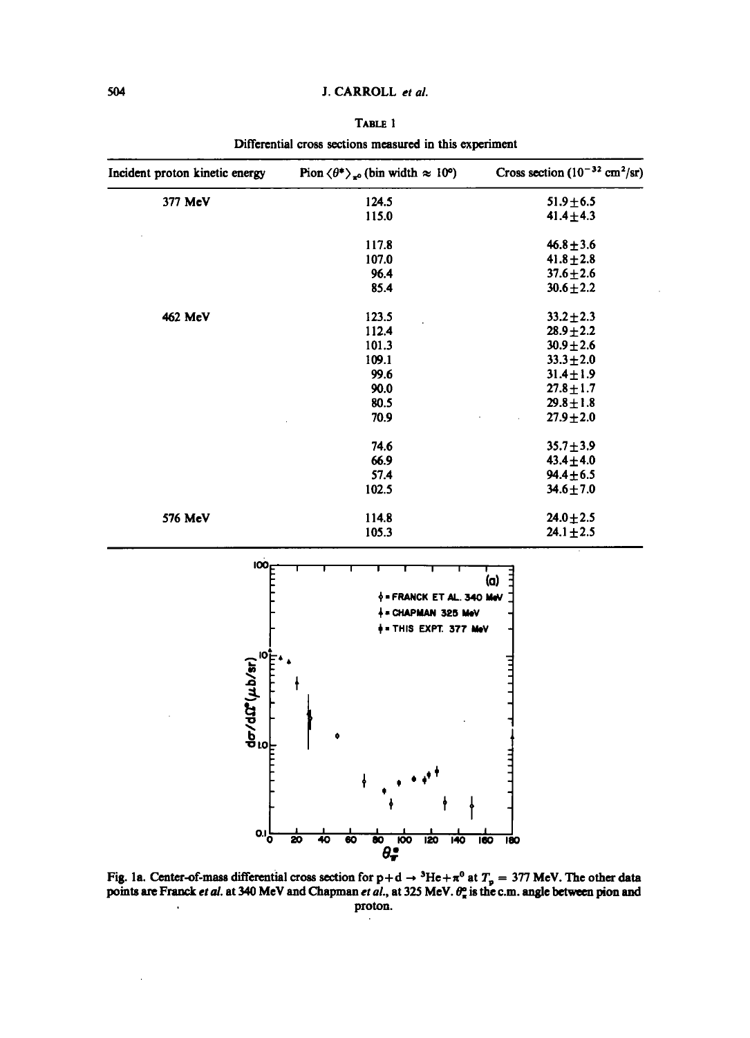TABLE 1

Differential cross sections measured in this experiment

| Incident proton kinetic energy | Pion $\langle\theta^*\rangle_{\pi^0}$ (bin width $\approx$ 10°) | Cross section ($10^{-32}$ cm$^2$/sr) |
|---|---|---|
| 377 MeV | 124.5 | 51.9±6.5 |
| | 115.0 | 41.4±4.3 |
| | | |
| | 117.8 | 46.8±3.6 |
| | 107.0 | 41.8±2.8 |
| | 96.4 | 37.6±2.6 |
| | 85.4 | 30.6±2.2 |
| | | |
| 462 MeV | 123.5 | 33.2±2.3 |
| | 112.4 | 28.9±2.2 |
| | 101.3 | 30.9±2.6 |
| | 109.1 | 33.3±2.0 |
| | 99.6 | 31.4±1.9 |
| | 90.0 | 27.8±1.7 |
| | 80.5 | 29.8±1.8 |
| | 70.9 | 27.9±2.0 |
| | | |
| | 74.6 | 35.7±3.9 |
| | 66.9 | 43.4±4.0 |
| | 57.4 | 94.4±6.5 |
| | 102.5 | 34.6±7.0 |
| | | |
| 576 MeV | 114.8 | 24.0±2.5 |
| | 105.3 | 24.1±2.5 |

Fig. 1a. Center-of-mass differential cross section for p+d → $^3$He+$\pi^0$ at $T_p$ = 377 MeV. The other data points are Franck *et al.* at 340 MeV and Chapman *et al.*, at 325 MeV. $\theta^*_\pi$ is the c.m. angle between pion and proton.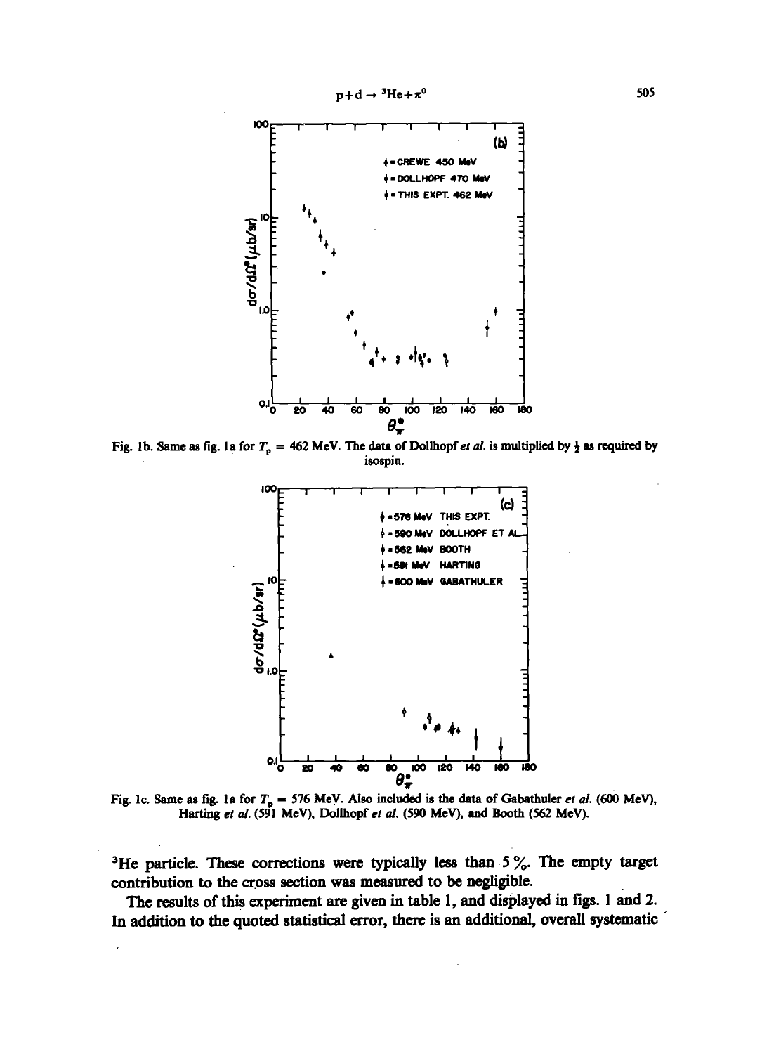Fig. 1b. Same as fig. 1a for $T_p$ = 462 MeV. The data of Dollhopf *et al.* is multiplied by $\frac{1}{2}$ as required by isospin.

Fig. 1c. Same as fig. 1a for $T_p$ = 576 MeV. Also included is the data of Gabathuler *et al.* (600 MeV), Harting *et al.* (591 MeV), Dollhopf *et al.* (590 MeV), and Booth (562 MeV).

$^3$He particle. These corrections were typically less than 5 %. The empty target contribution to the cross section was measured to be negligible.

The results of this experiment are given in table 1, and displayed in figs. 1 and 2. In addition to the quoted statistical error, there is an additional, overall systematic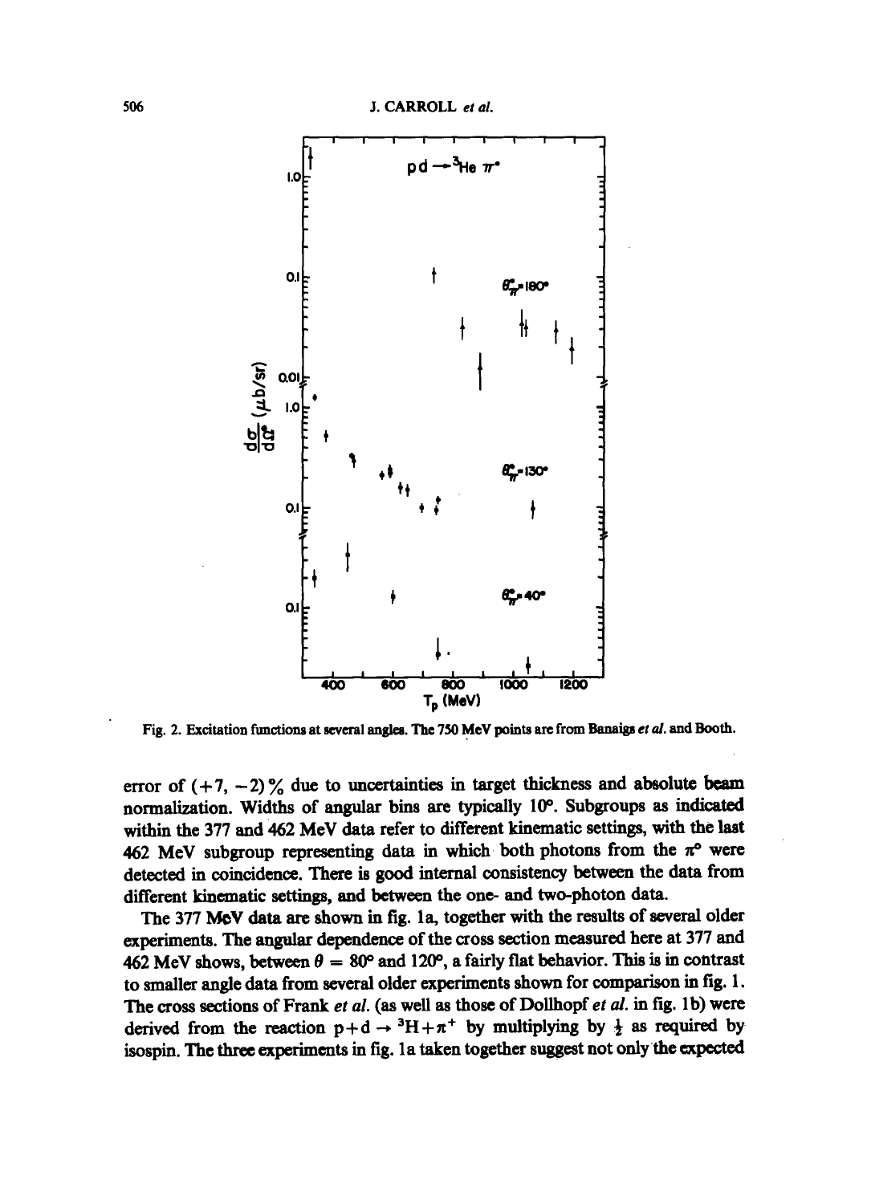Fig. 2. Excitation functions at several angles. The 750 MeV points are from Banaigs *et al.* and Booth.

error of (+7, −2) % due to uncertainties in target thickness and absolute beam normalization. Widths of angular bins are typically 10°. Subgroups as indicated within the 377 and 462 MeV data refer to different kinematic settings, with the last 462 MeV subgroup representing data in which both photons from the $\pi^0$ were detected in coincidence. There is good internal consistency between the data from different kinematic settings, and between the one- and two-photon data.

The 377 MeV data are shown in fig. 1a, together with the results of several older experiments. The angular dependence of the cross section measured here at 377 and 462 MeV shows, between $\theta = 80°$ and 120°, a fairly flat behavior. This is in contrast to smaller angle data from several older experiments shown for comparison in fig. 1. The cross sections of Frank *et al.* (as well as those of Dollhopf *et al.* in fig. 1b) were derived from the reaction $p + d \rightarrow {}^3H + \pi^+$ by multiplying by $\frac{1}{2}$ as required by isospin. The three experiments in fig. 1a taken together suggest not only the expected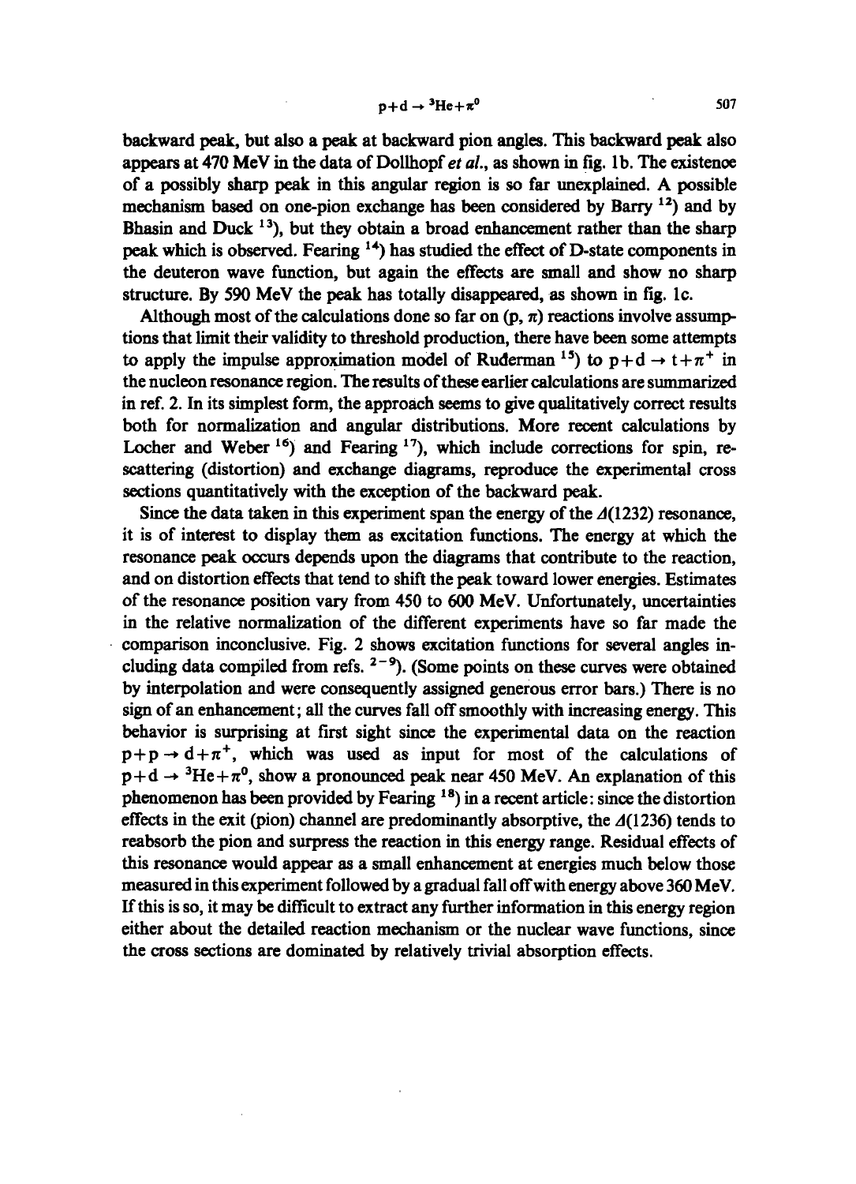backward peak, but also a peak at backward pion angles. This backward peak also appears at 470 MeV in the data of Dollhopf *et al.*, as shown in fig. 1b. The existence of a possibly sharp peak in this angular region is so far unexplained. A possible mechanism based on one-pion exchange has been considered by Barry [12]) and by Bhasin and Duck [13]), but they obtain a broad enhancement rather than the sharp peak which is observed. Fearing [14]) has studied the effect of D-state components in the deuteron wave function, but again the effects are small and show no sharp structure. By 590 MeV the peak has totally disappeared, as shown in fig. 1c.

Although most of the calculations done so far on (p, $\pi$) reactions involve assumptions that limit their validity to threshold production, there have been some attempts to apply the impulse approximation model of Ruderman [15]) to $p+d \rightarrow t+\pi^+$ in the nucleon resonance region. The results of these earlier calculations are summarized in ref. 2. In its simplest form, the approach seems to give qualitatively correct results both for normalization and angular distributions. More recent calculations by Locher and Weber [16]) and Fearing [17]), which include corrections for spin, rescattering (distortion) and exchange diagrams, reproduce the experimental cross sections quantitatively with the exception of the backward peak.

Since the data taken in this experiment span the energy of the $\Delta(1232)$ resonance, it is of interest to display them as excitation functions. The energy at which the resonance peak occurs depends upon the diagrams that contribute to the reaction, and on distortion effects that tend to shift the peak toward lower energies. Estimates of the resonance position vary from 450 to 600 MeV. Unfortunately, uncertainties in the relative normalization of the different experiments have so far made the comparison inconclusive. Fig. 2 shows excitation functions for several angles including data compiled from refs. [2-9]). (Some points on these curves were obtained by interpolation and were consequently assigned generous error bars.) There is no sign of an enhancement; all the curves fall off smoothly with increasing energy. This behavior is surprising at first sight since the experimental data on the reaction $p+p \rightarrow d+\pi^+$, which was used as input for most of the calculations of $p+d \rightarrow {}^3He+\pi^0$, show a pronounced peak near 450 MeV. An explanation of this phenomenon has been provided by Fearing [18]) in a recent article: since the distortion effects in the exit (pion) channel are predominantly absorptive, the $\Delta(1236)$ tends to reabsorb the pion and surpress the reaction in this energy range. Residual effects of this resonance would appear as a small enhancement at energies much below those measured in this experiment followed by a gradual fall off with energy above 360 MeV. If this is so, it may be difficult to extract any further information in this energy region either about the detailed reaction mechanism or the nuclear wave functions, since the cross sections are dominated by relatively trivial absorption effects.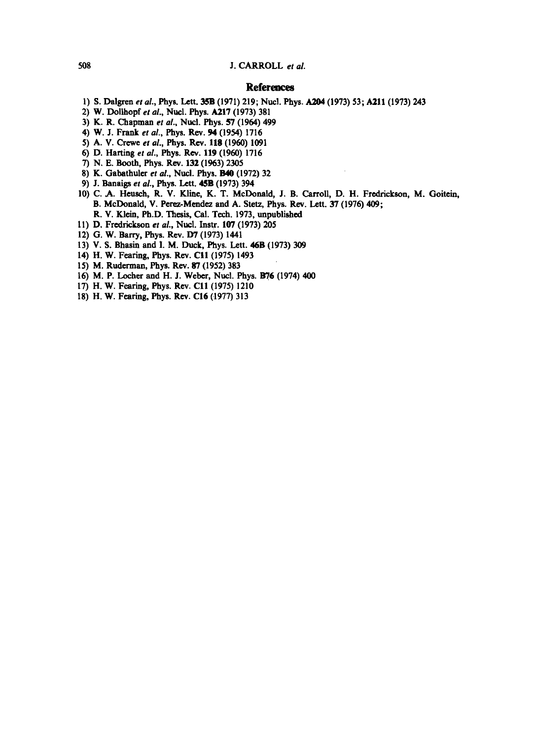## References

1) S. Dalgren *et al.*, Phys. Lett. **35B** (1971) 219; Nucl. Phys. **A204** (1973) 53; **A211** (1973) 243
2) W. Dollhopf *et al.*, Nucl. Phys. **A217** (1973) 381
3) K. R. Chapman *et al.*, Nucl. Phys. **57** (1964) 499
4) W. J. Frank *et al.*, Phys. Rev. **94** (1954) 1716
5) A. V. Crewe *et al.*, Phys. Rev. **118** (1960) 1091
6) D. Harting *et al.*, Phys. Rev. **119** (1960) 1716
7) N. E. Booth, Phys. Rev. **132** (1963) 2305
8) K. Gabathuler *et al.*, Nucl. Phys. **B40** (1972) 32
9) J. Banaigs *et al.*, Phys. Lett. **45B** (1973) 394
10) C. A. Heusch, R. V. Kline, K. T. McDonald, J. B. Carroll, D. H. Fredrickson, M. Goitein, B. McDonald, V. Perez-Mendez and A. Stetz, Phys. Rev. Lett. **37** (1976) 409;
    R. V. Klein, Ph.D. Thesis, Cal. Tech. 1973, unpublished
11) D. Fredrickson *et al.*, Nucl. Instr. **107** (1973) 205
12) G. W. Barry, Phys. Rev. **D7** (1973) 1441
13) V. S. Bhasin and I. M. Duck, Phys. Lett. **46B** (1973) 309
14) H. W. Fearing, Phys. Rev. **C11** (1975) 1493
15) M. Ruderman, Phys. Rev. **87** (1952) 383
16) M. P. Locher and H. J. Weber, Nucl. Phys. **B76** (1974) 400
17) H. W. Fearing, Phys. Rev. **C11** (1975) 1210
18) H. W. Fearing, Phys. Rev. **C16** (1977) 313